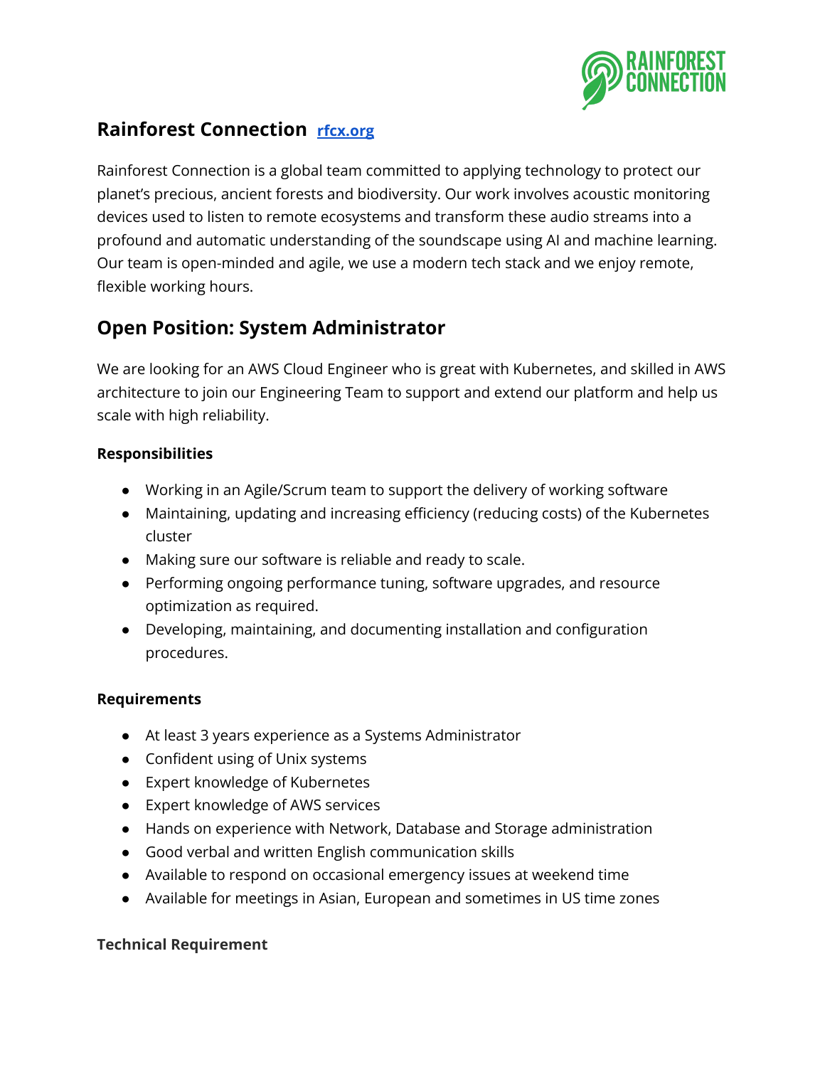## Rainforest Connection [rfcx.org](https://rfcx.org)

Rainforest Connection is a global team committed to applying technology to protect our planet's precious, ancient forests and biodiversity. Our work involves acoustic monitoring devices used to listen to remote ecosystems and transform these audio streams into a profound and automatic understanding of the soundscape using AI and machine learning. Our team is open-minded and agile, we use a modern tech stack and we enjoy remote, flexible working hours.

## Open Position: System Administrator

We are looking for an AWS Cloud Engineer who is great with Kubernetes, and skilled in AWS architecture to join our Engineering Team to support and extend our platform and help us scale with high reliability.

**Responsibilities**

- Working in an Agile/Scrum team to support the delivery of working software
- Maintaining, updating and increasing efficiency (reducing costs) of the Kubernetes cluster
- Making sure our software is reliable and ready to scale.
- Performing ongoing performance tuning, software upgrades, and resource optimization as required.
- Developing, maintaining, and documenting installation and configuration procedures.

**Requirements**

- At least 3 years experience as a Systems Administrator
- Confident using of Unix systems
- Expert knowledge of Kubernetes
- Expert knowledge of AWS services
- Hands on experience with Network, Database and Storage administration
- Good verbal and written English communication skills
- Available to respond on occasional emergency issues at weekend time
- Available for meetings in Asian, European and sometimes in US time zones

**Technical Requirement**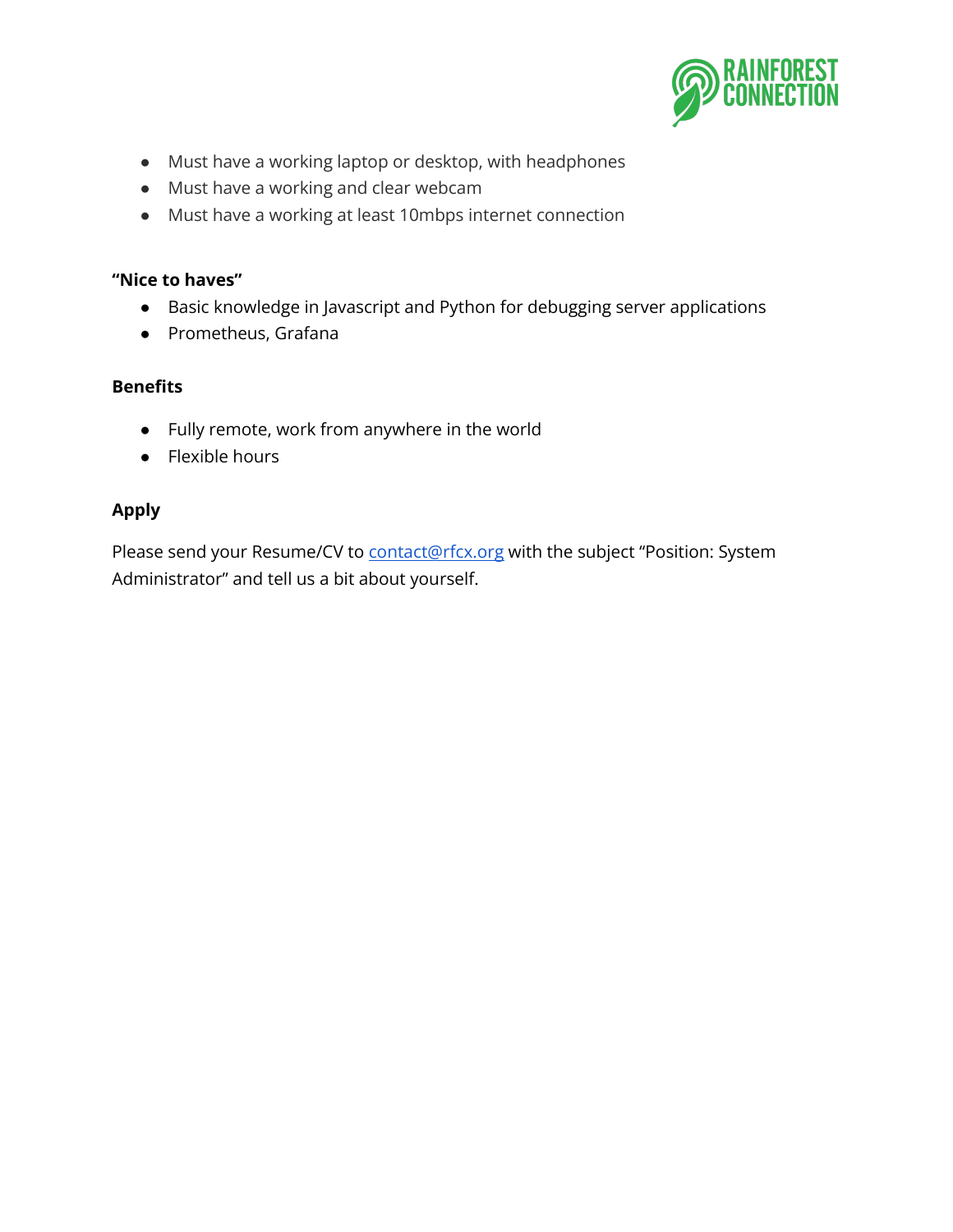- Must have a working laptop or desktop, with headphones
- Must have a working and clear webcam
- Must have a working at least 10mbps internet connection

**"Nice to haves"**

- Basic knowledge in Javascript and Python for debugging server applications
- Prometheus, Grafana

**Benefits**

- Fully remote, work from anywhere in the world
- Flexible hours

**Apply**

Please send your Resume/CV to [contact@rfcx.org](mailto:contact@rfcx.org) with the subject "Position: System Administrator" and tell us a bit about yourself.